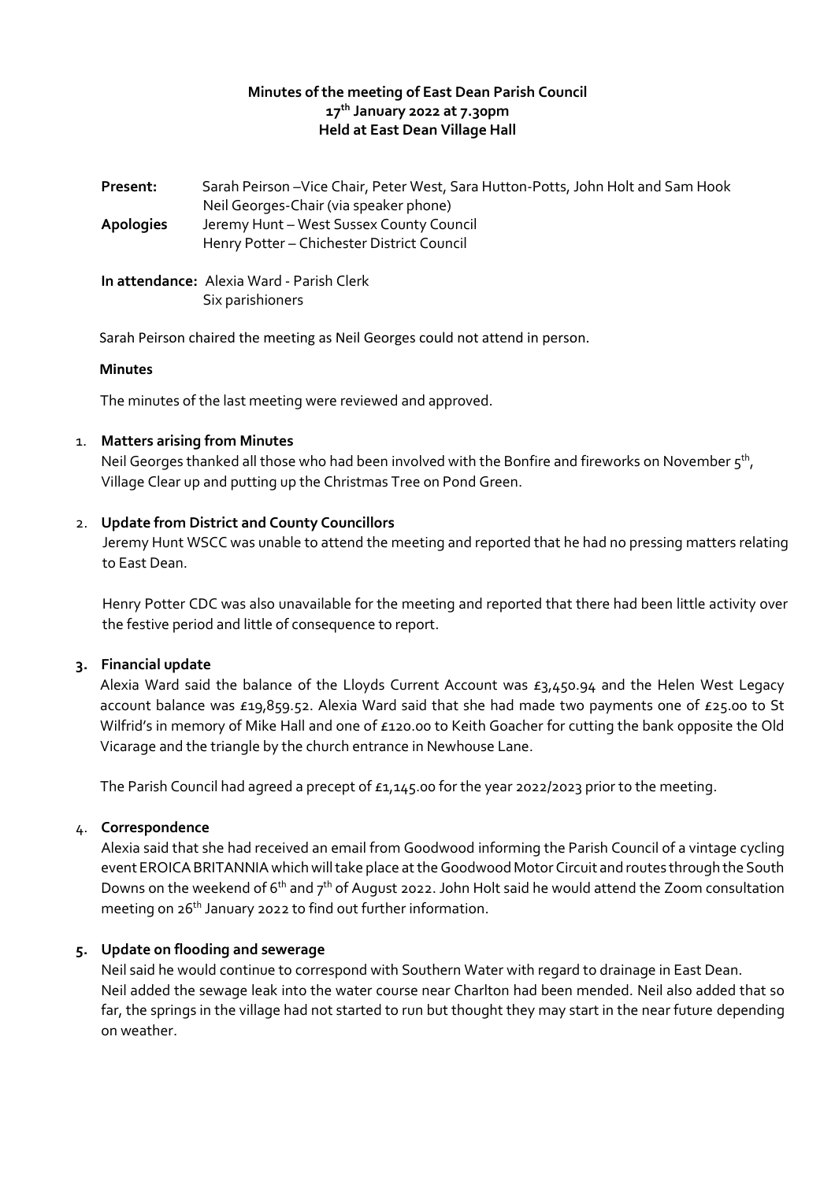# Minutes of the meeting of East Dean Parish Council
## 17th January 2022 at 7.30pm
## Held at East Dean Village Hall

**Present:** Sarah Peirson –Vice Chair, Peter West, Sara Hutton-Potts, John Holt and Sam Hook
Neil Georges-Chair (via speaker phone)

**Apologies** Jeremy Hunt – West Sussex County Council
Henry Potter – Chichester District Council

**In attendance:** Alexia Ward - Parish Clerk
Six parishioners

Sarah Peirson chaired the meeting as Neil Georges could not attend in person.

**Minutes**

The minutes of the last meeting were reviewed and approved.

1. **Matters arising from Minutes**
   Neil Georges thanked all those who had been involved with the Bonfire and fireworks on November 5th, Village Clear up and putting up the Christmas Tree on Pond Green.

2. **Update from District and County Councillors**
   Jeremy Hunt WSCC was unable to attend the meeting and reported that he had no pressing matters relating to East Dean.

   Henry Potter CDC was also unavailable for the meeting and reported that there had been little activity over the festive period and little of consequence to report.

3. **Financial update**
   Alexia Ward said the balance of the Lloyds Current Account was £3,450.94 and the Helen West Legacy account balance was £19,859.52. Alexia Ward said that she had made two payments one of £25.00 to St Wilfrid's in memory of Mike Hall and one of £120.00 to Keith Goacher for cutting the bank opposite the Old Vicarage and the triangle by the church entrance in Newhouse Lane.

   The Parish Council had agreed a precept of £1,145.00 for the year 2022/2023 prior to the meeting.

4. **Correspondence**
   Alexia said that she had received an email from Goodwood informing the Parish Council of a vintage cycling event EROICA BRITANNIA which will take place at the Goodwood Motor Circuit and routes through the South Downs on the weekend of 6th and 7th of August 2022. John Holt said he would attend the Zoom consultation meeting on 26th January 2022 to find out further information.

5. **Update on flooding and sewerage**
   Neil said he would continue to correspond with Southern Water with regard to drainage in East Dean. Neil added the sewage leak into the water course near Charlton had been mended. Neil also added that so far, the springs in the village had not started to run but thought they may start in the near future depending on weather.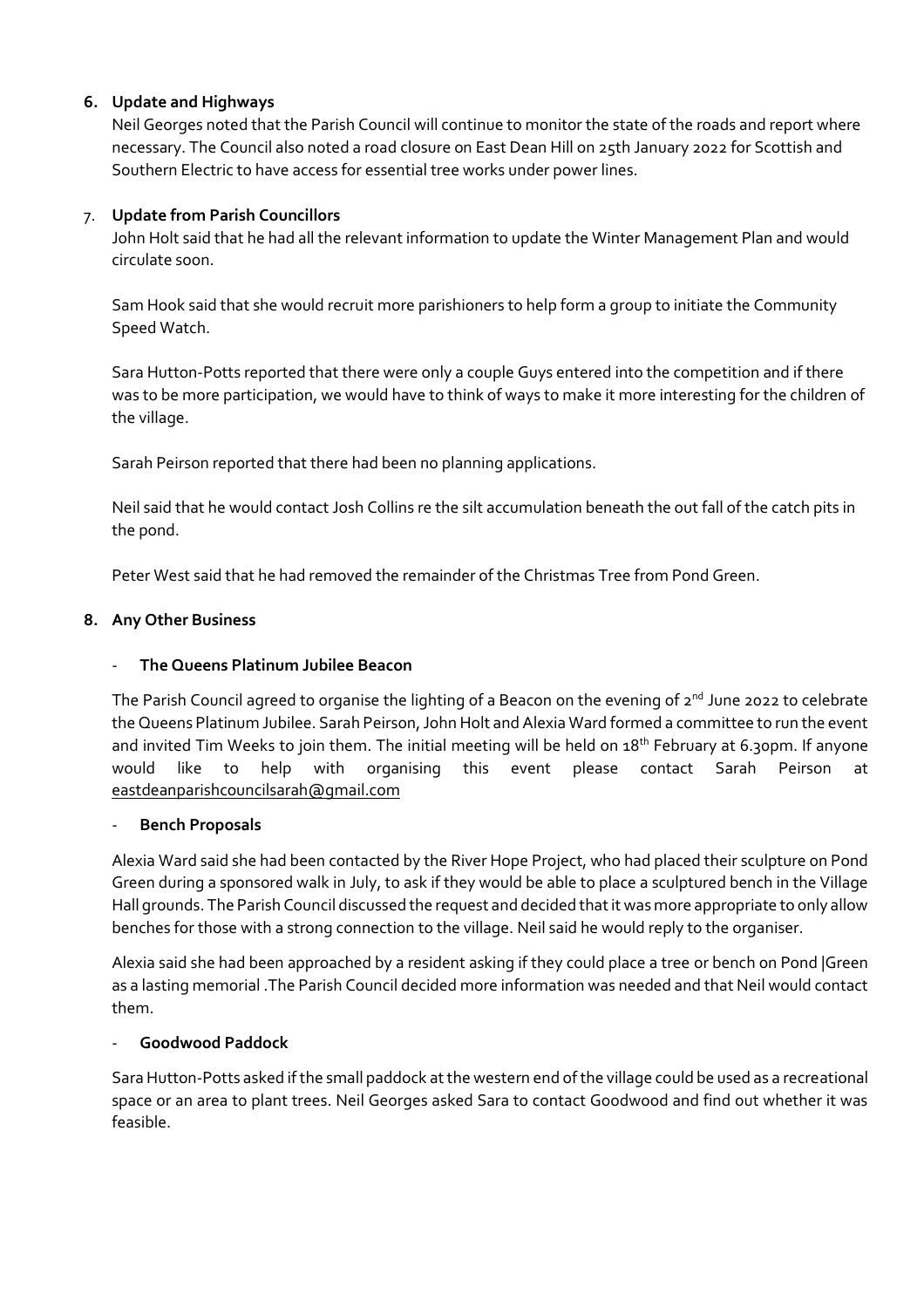**6. Update and Highways**

Neil Georges noted that the Parish Council will continue to monitor the state of the roads and report where necessary. The Council also noted a road closure on East Dean Hill on 25th January 2022 for Scottish and Southern Electric to have access for essential tree works under power lines.

7. **Update from Parish Councillors**

John Holt said that he had all the relevant information to update the Winter Management Plan and would circulate soon.

Sam Hook said that she would recruit more parishioners to help form a group to initiate the Community Speed Watch.

Sara Hutton-Potts reported that there were only a couple Guys entered into the competition and if there was to be more participation, we would have to think of ways to make it more interesting for the children of the village.

Sarah Peirson reported that there had been no planning applications.

Neil said that he would contact Josh Collins re the silt accumulation beneath the out fall of the catch pits in the pond.

Peter West said that he had removed the remainder of the Christmas Tree from Pond Green.

**8. Any Other Business**

- **The Queens Platinum Jubilee Beacon**

The Parish Council agreed to organise the lighting of a Beacon on the evening of 2nd June 2022 to celebrate the Queens Platinum Jubilee. Sarah Peirson, John Holt and Alexia Ward formed a committee to run the event and invited Tim Weeks to join them. The initial meeting will be held on 18th February at 6.30pm. If anyone would like to help with organising this event please contact Sarah Peirson at eastdeanparishcouncilsarah@gmail.com

- **Bench Proposals**

Alexia Ward said she had been contacted by the River Hope Project, who had placed their sculpture on Pond Green during a sponsored walk in July, to ask if they would be able to place a sculptured bench in the Village Hall grounds. The Parish Council discussed the request and decided that it was more appropriate to only allow benches for those with a strong connection to the village. Neil said he would reply to the organiser.

Alexia said she had been approached by a resident asking if they could place a tree or bench on Pond |Green as a lasting memorial .The Parish Council decided more information was needed and that Neil would contact them.

- **Goodwood Paddock**

Sara Hutton-Potts asked if the small paddock at the western end of the village could be used as a recreational space or an area to plant trees. Neil Georges asked Sara to contact Goodwood and find out whether it was feasible.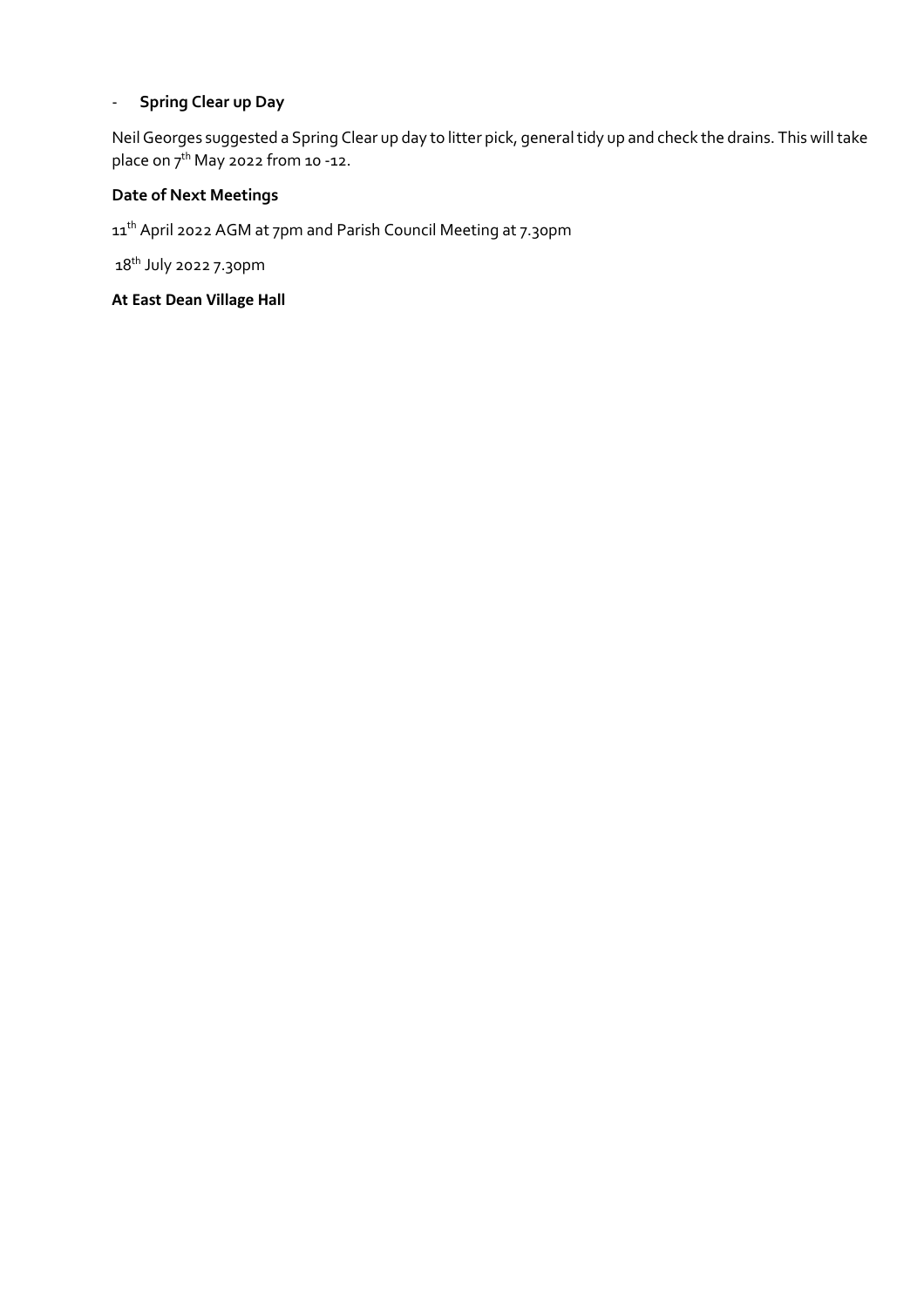- **Spring Clear up Day**

Neil Georges suggested a Spring Clear up day to litter pick, general tidy up and check the drains. This will take place on 7th May 2022 from 10 -12.

**Date of Next Meetings**

11th April 2022 AGM at 7pm and Parish Council Meeting at 7.30pm

18th July 2022 7.30pm

**At East Dean Village Hall**